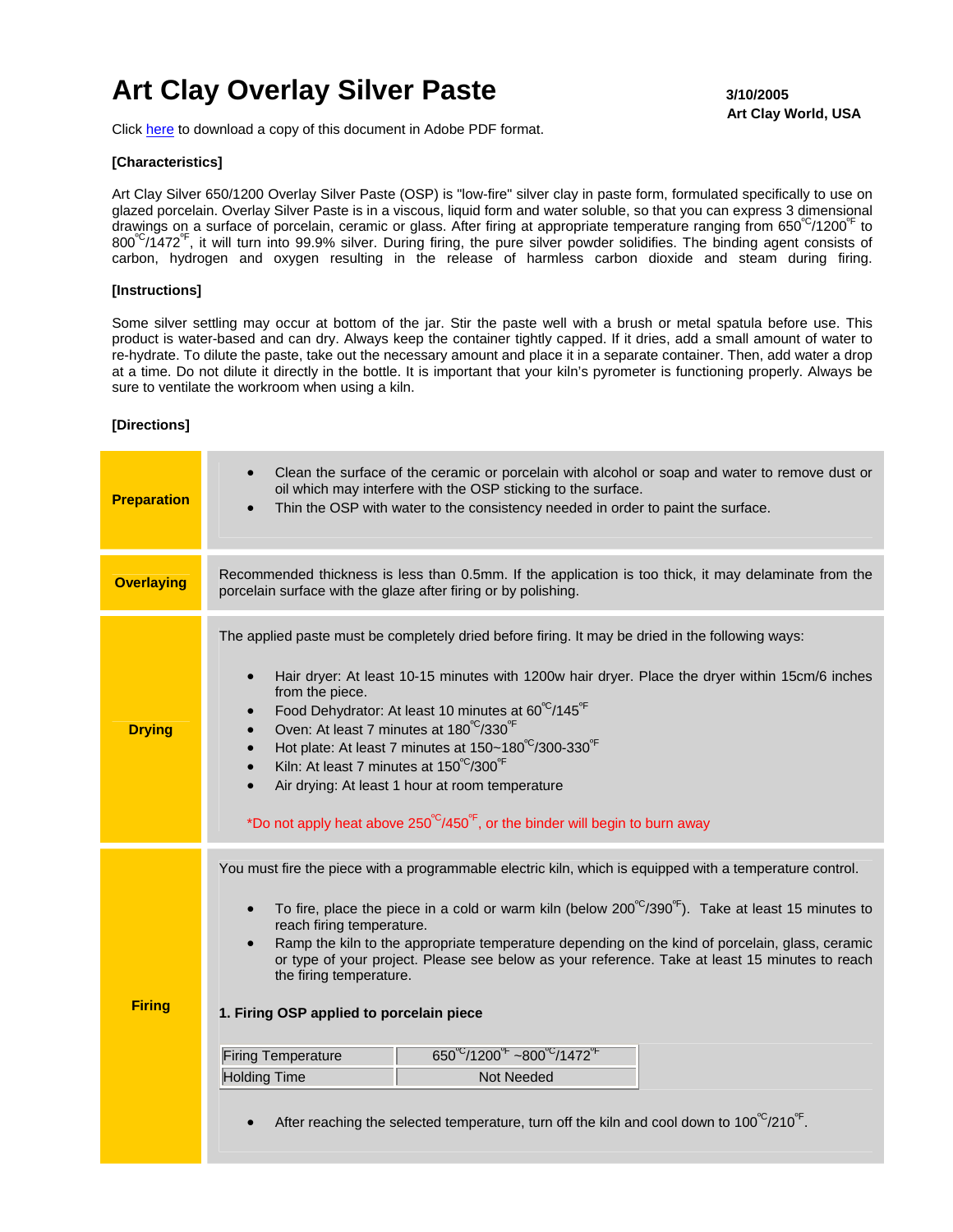# Art Clay Overlay Silver Paste

3/10/2005
**Art Clay World, USA**

Click here to download a copy of this document in Adobe PDF format.

**[Characteristics]**

Art Clay Silver 650/1200 Overlay Silver Paste (OSP) is "low-fire" silver clay in paste form, formulated specifically to use on glazed porcelain. Overlay Silver Paste is in a viscous, liquid form and water soluble, so that you can express 3 dimensional drawings on a surface of porcelain, ceramic or glass. After firing at appropriate temperature ranging from 650℃/1200℉ to 800℃/1472℉, it will turn into 99.9% silver. During firing, the pure silver powder solidifies. The binding agent consists of carbon, hydrogen and oxygen resulting in the release of harmless carbon dioxide and steam during firing.

**[Instructions]**

Some silver settling may occur at bottom of the jar. Stir the paste well with a brush or metal spatula before use. This product is water-based and can dry. Always keep the container tightly capped. If it dries, add a small amount of water to re-hydrate. To dilute the paste, take out the necessary amount and place it in a separate container. Then, add water a drop at a time. Do not dilute it directly in the bottle. It is important that your kiln's pyrometer is functioning properly. Always be sure to ventilate the workroom when using a kiln.

**[Directions]**

**Preparation**

- Clean the surface of the ceramic or porcelain with alcohol or soap and water to remove dust or oil which may interfere with the OSP sticking to the surface.
- Thin the OSP with water to the consistency needed in order to paint the surface.

**Overlaying**

Recommended thickness is less than 0.5mm. If the application is too thick, it may delaminate from the porcelain surface with the glaze after firing or by polishing.

**Drying**

The applied paste must be completely dried before firing. It may be dried in the following ways:

- Hair dryer: At least 10-15 minutes with 1200w hair dryer. Place the dryer within 15cm/6 inches from the piece.
- Food Dehydrator: At least 10 minutes at 60℃/145℉
- Oven: At least 7 minutes at 180℃/330℉
- Hot plate: At least 7 minutes at 150~180℃/300-330℉
- Kiln: At least 7 minutes at 150℃/300℉
- Air drying: At least 1 hour at room temperature

*Do not apply heat above 250℃/450℉, or the binder will begin to burn away

**Firing**

You must fire the piece with a programmable electric kiln, which is equipped with a temperature control.

- To fire, place the piece in a cold or warm kiln (below 200℃/390℉). Take at least 15 minutes to reach firing temperature.
- Ramp the kiln to the appropriate temperature depending on the kind of porcelain, glass, ceramic or type of your project. Please see below as your reference. Take at least 15 minutes to reach the firing temperature.

**1. Firing OSP applied to porcelain piece**

| Firing Temperature | 650℃/1200℉ ~800℃/1472℉ |
|---|---|
| Holding Time | Not Needed |

- After reaching the selected temperature, turn off the kiln and cool down to 100℃/210℉.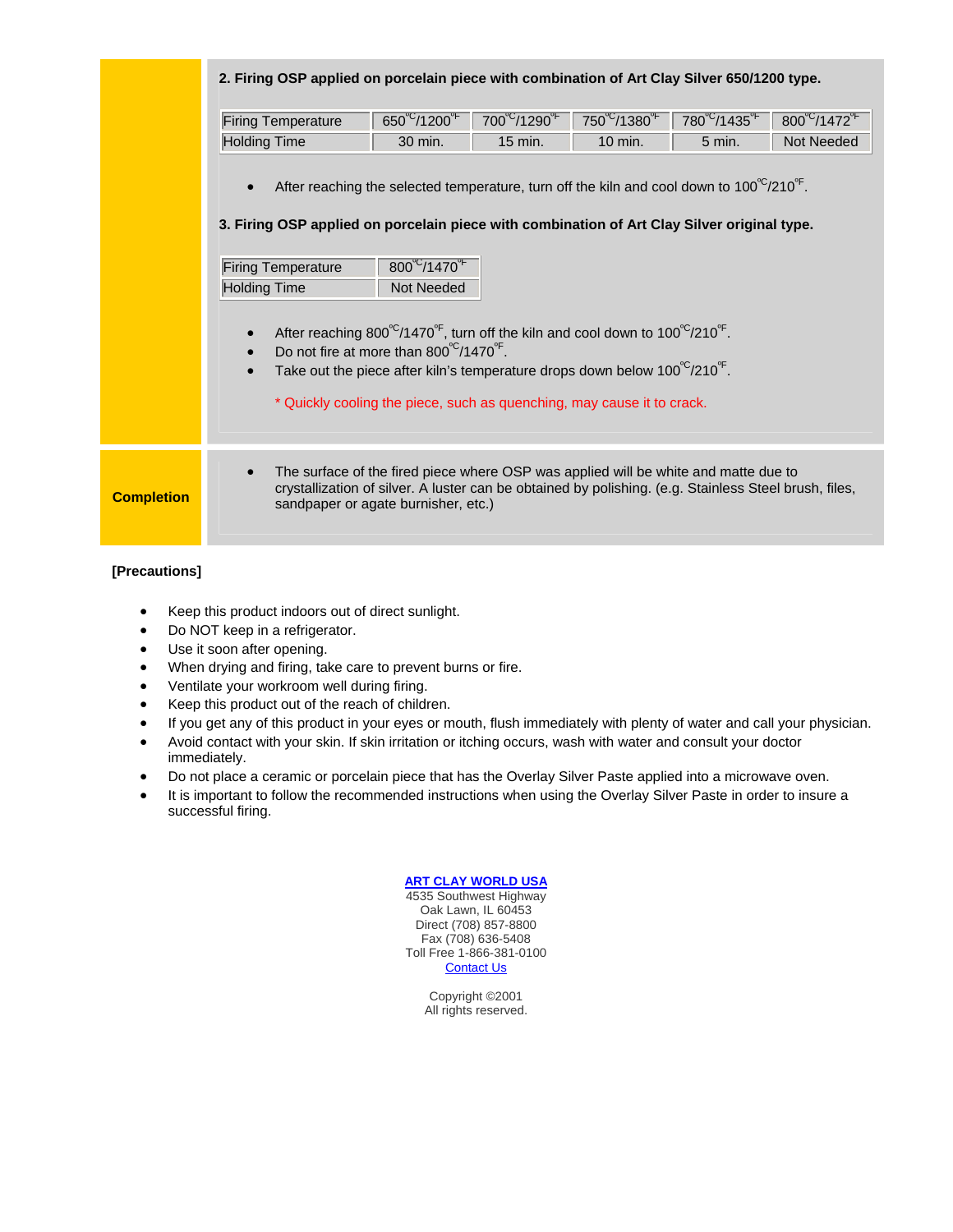**2. Firing OSP applied on porcelain piece with combination of Art Clay Silver 650/1200 type.**

| Firing Temperature | 650℃/1200℉ | 700℃/1290℉ | 750℃/1380℉ | 780℃/1435℉ | 800℃/1472℉ |
| --- | --- | --- | --- | --- | --- |
| Holding Time | 30 min. | 15 min. | 10 min. | 5 min. | Not Needed |

- After reaching the selected temperature, turn off the kiln and cool down to 100℃/210℉.

**3. Firing OSP applied on porcelain piece with combination of Art Clay Silver original type.**

| Firing Temperature | 800℃/1470℉ |
| --- | --- |
| Holding Time | Not Needed |

- After reaching 800℃/1470℉, turn off the kiln and cool down to 100℃/210℉.
- Do not fire at more than 800℃/1470℉.
- Take out the piece after kiln's temperature drops down below 100℃/210℉.

* Quickly cooling the piece, such as quenching, may cause it to crack.

**Completion**

- The surface of the fired piece where OSP was applied will be white and matte due to crystallization of silver. A luster can be obtained by polishing. (e.g. Stainless Steel brush, files, sandpaper or agate burnisher, etc.)

**[Precautions]**

- Keep this product indoors out of direct sunlight.
- Do NOT keep in a refrigerator.
- Use it soon after opening.
- When drying and firing, take care to prevent burns or fire.
- Ventilate your workroom well during firing.
- Keep this product out of the reach of children.
- If you get any of this product in your eyes or mouth, flush immediately with plenty of water and call your physician.
- Avoid contact with your skin. If skin irritation or itching occurs, wash with water and consult your doctor immediately.
- Do not place a ceramic or porcelain piece that has the Overlay Silver Paste applied into a microwave oven.
- It is important to follow the recommended instructions when using the Overlay Silver Paste in order to insure a successful firing.

**ART CLAY WORLD USA**
4535 Southwest Highway
Oak Lawn, IL 60453
Direct (708) 857-8800
Fax (708) 636-5408
Toll Free 1-866-381-0100
Contact Us

Copyright ©2001
All rights reserved.